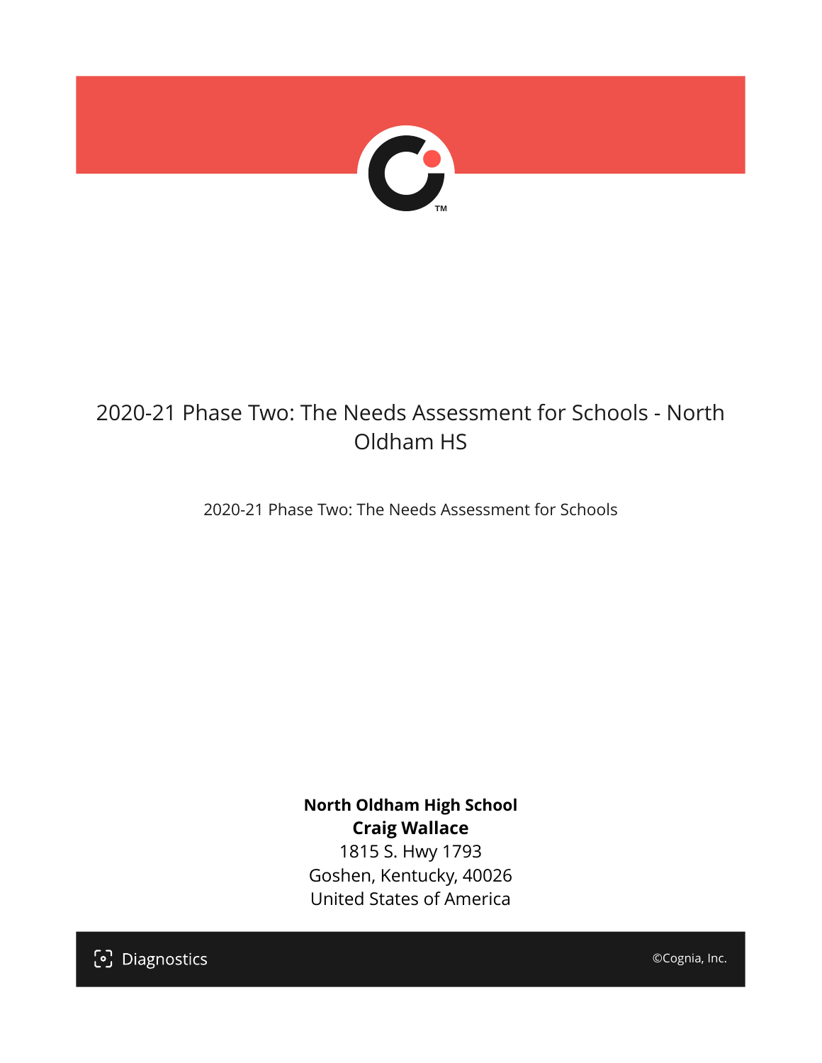# 2020-21 Phase Two: The Needs Assessment for Schools - North Oldham HS

2020-21 Phase Two: The Needs Assessment for Schools

**North Oldham High School**
**Craig Wallace**
1815 S. Hwy 1793
Goshen, Kentucky, 40026
United States of America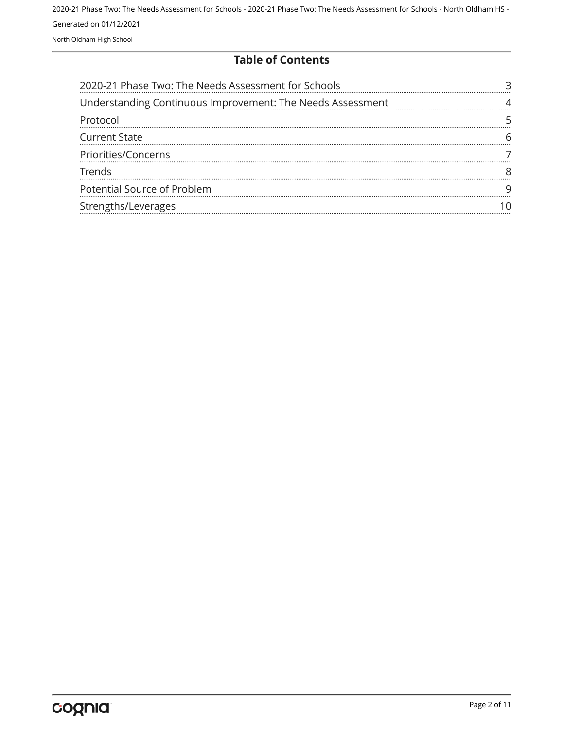# Table of Contents

| | |
|---|---|
| 2020-21 Phase Two: The Needs Assessment for Schools | 3 |
| Understanding Continuous Improvement: The Needs Assessment | 4 |
| Protocol | 5 |
| Current State | 6 |
| Priorities/Concerns | 7 |
| Trends | 8 |
| Potential Source of Problem | 9 |
| Strengths/Leverages | 10 |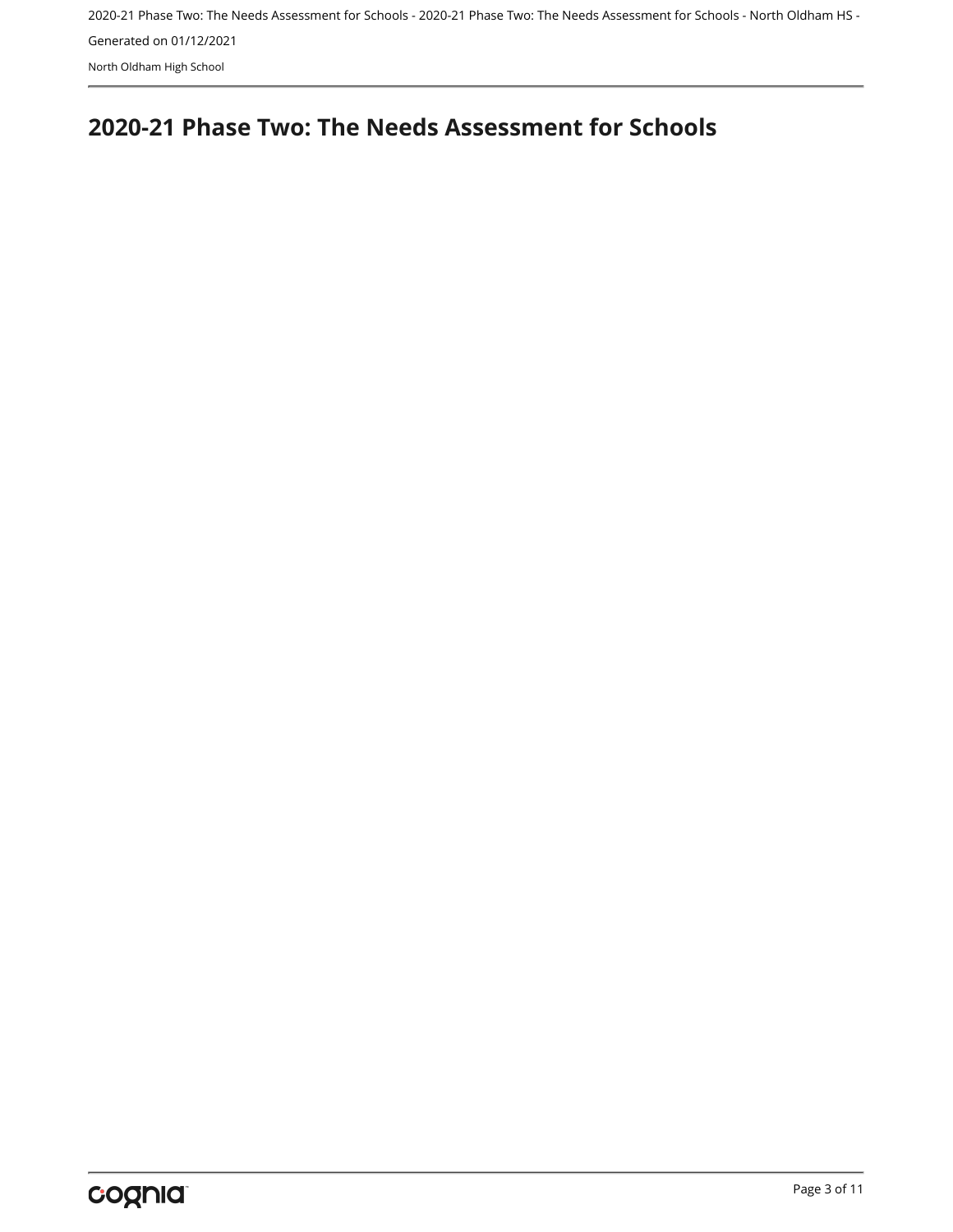# 2020-21 Phase Two: The Needs Assessment for Schools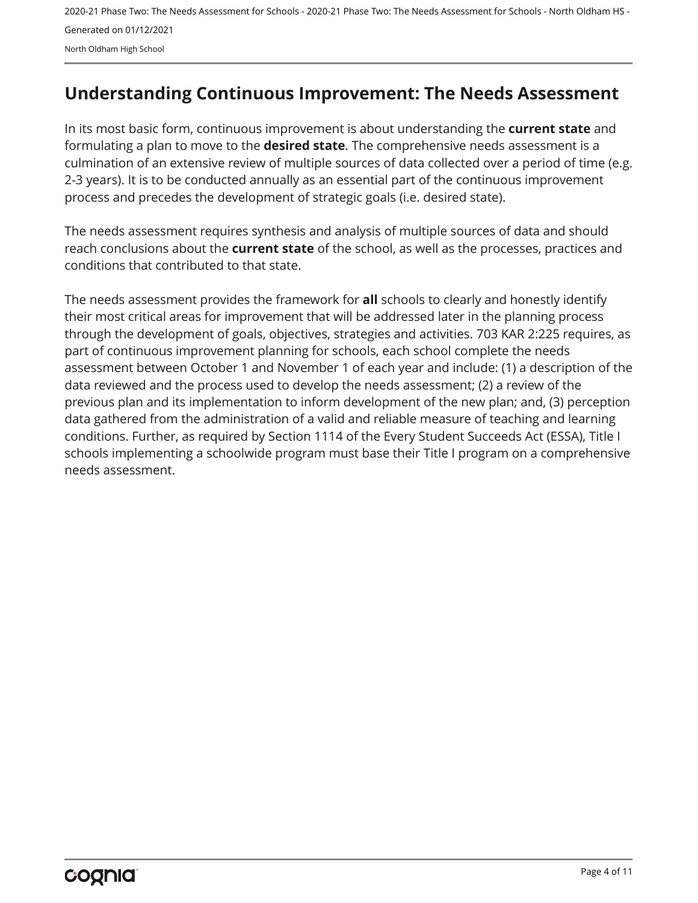# Understanding Continuous Improvement: The Needs Assessment

In its most basic form, continuous improvement is about understanding the **current state** and formulating a plan to move to the **desired state**. The comprehensive needs assessment is a culmination of an extensive review of multiple sources of data collected over a period of time (e.g. 2-3 years). It is to be conducted annually as an essential part of the continuous improvement process and precedes the development of strategic goals (i.e. desired state).

The needs assessment requires synthesis and analysis of multiple sources of data and should reach conclusions about the **current state** of the school, as well as the processes, practices and conditions that contributed to that state.

The needs assessment provides the framework for **all** schools to clearly and honestly identify their most critical areas for improvement that will be addressed later in the planning process through the development of goals, objectives, strategies and activities. 703 KAR 2:225 requires, as part of continuous improvement planning for schools, each school complete the needs assessment between October 1 and November 1 of each year and include: (1) a description of the data reviewed and the process used to develop the needs assessment; (2) a review of the previous plan and its implementation to inform development of the new plan; and, (3) perception data gathered from the administration of a valid and reliable measure of teaching and learning conditions. Further, as required by Section 1114 of the Every Student Succeeds Act (ESSA), Title I schools implementing a schoolwide program must base their Title I program on a comprehensive needs assessment.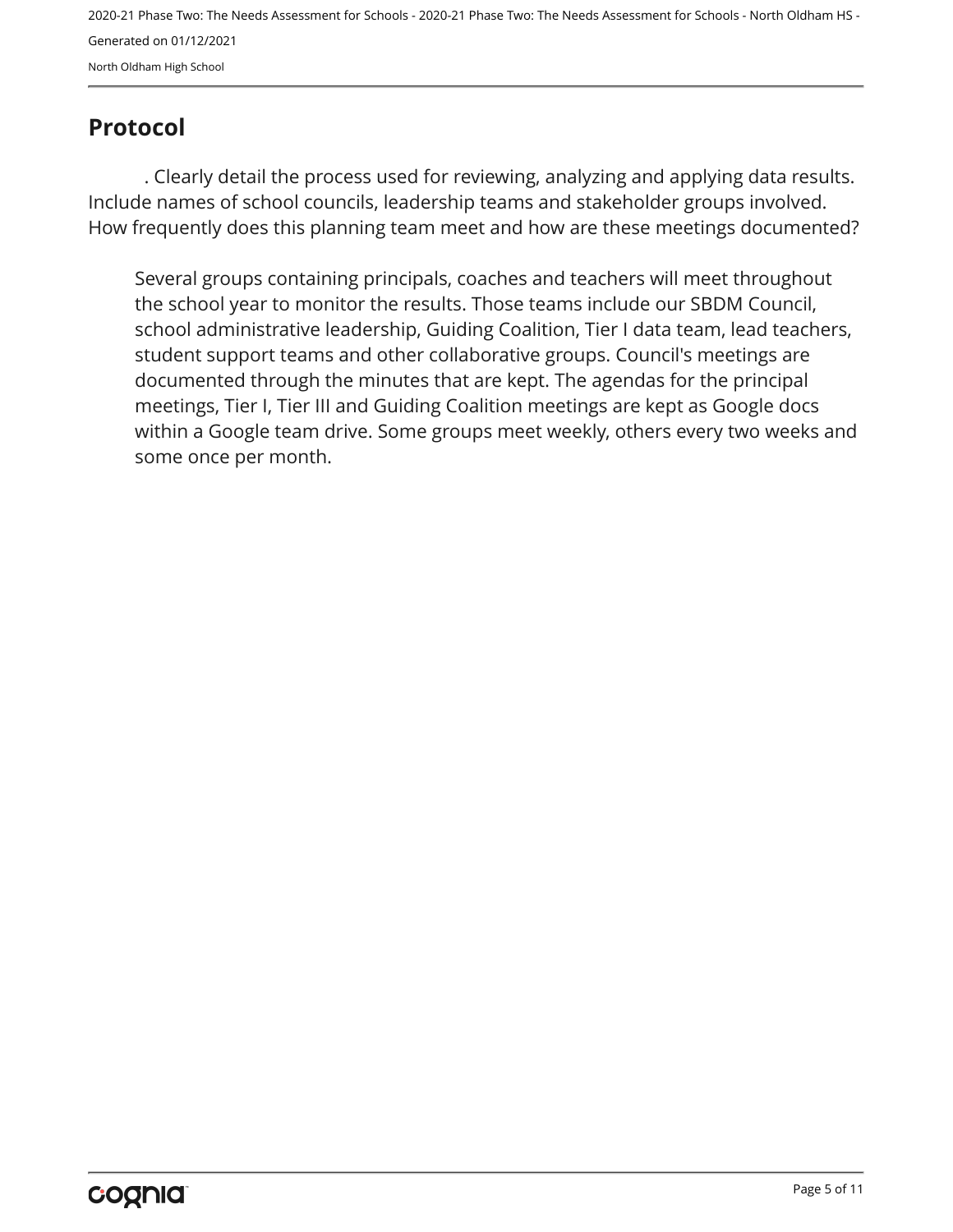## Protocol

. Clearly detail the process used for reviewing, analyzing and applying data results. Include names of school councils, leadership teams and stakeholder groups involved. How frequently does this planning team meet and how are these meetings documented?

Several groups containing principals, coaches and teachers will meet throughout the school year to monitor the results. Those teams include our SBDM Council, school administrative leadership, Guiding Coalition, Tier I data team, lead teachers, student support teams and other collaborative groups. Council's meetings are documented through the minutes that are kept. The agendas for the principal meetings, Tier I, Tier III and Guiding Coalition meetings are kept as Google docs within a Google team drive. Some groups meet weekly, others every two weeks and some once per month.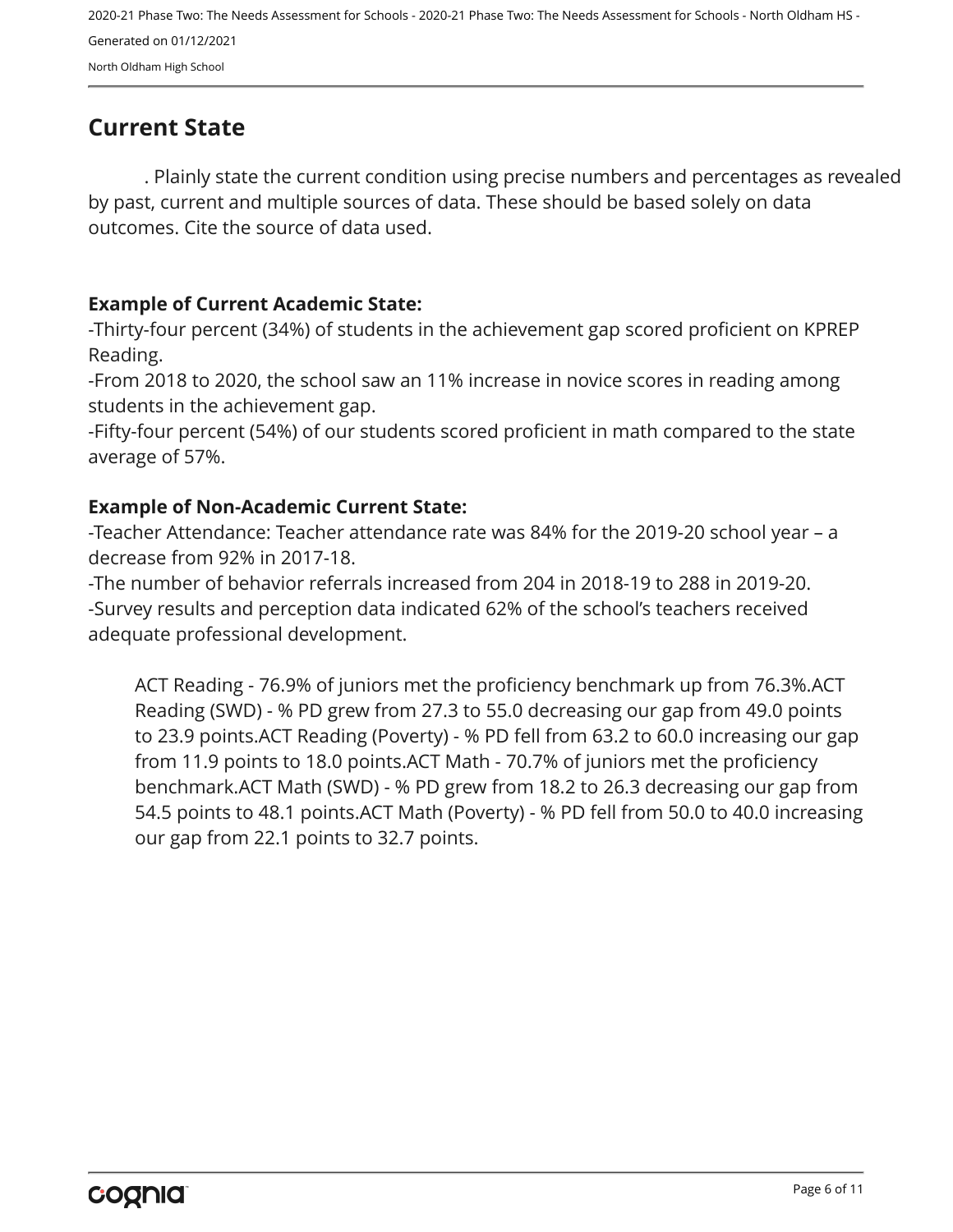## Current State

. Plainly state the current condition using precise numbers and percentages as revealed by past, current and multiple sources of data. These should be based solely on data outcomes. Cite the source of data used.

**Example of Current Academic State:**

-Thirty-four percent (34%) of students in the achievement gap scored proficient on KPREP Reading.

-From 2018 to 2020, the school saw an 11% increase in novice scores in reading among students in the achievement gap.

-Fifty-four percent (54%) of our students scored proficient in math compared to the state average of 57%.

**Example of Non-Academic Current State:**

-Teacher Attendance: Teacher attendance rate was 84% for the 2019-20 school year – a decrease from 92% in 2017-18.

-The number of behavior referrals increased from 204 in 2018-19 to 288 in 2019-20.

-Survey results and perception data indicated 62% of the school's teachers received adequate professional development.

ACT Reading - 76.9% of juniors met the proficiency benchmark up from 76.3%.ACT Reading (SWD) - % PD grew from 27.3 to 55.0 decreasing our gap from 49.0 points to 23.9 points.ACT Reading (Poverty) - % PD fell from 63.2 to 60.0 increasing our gap from 11.9 points to 18.0 points.ACT Math - 70.7% of juniors met the proficiency benchmark.ACT Math (SWD) - % PD grew from 18.2 to 26.3 decreasing our gap from 54.5 points to 48.1 points.ACT Math (Poverty) - % PD fell from 50.0 to 40.0 increasing our gap from 22.1 points to 32.7 points.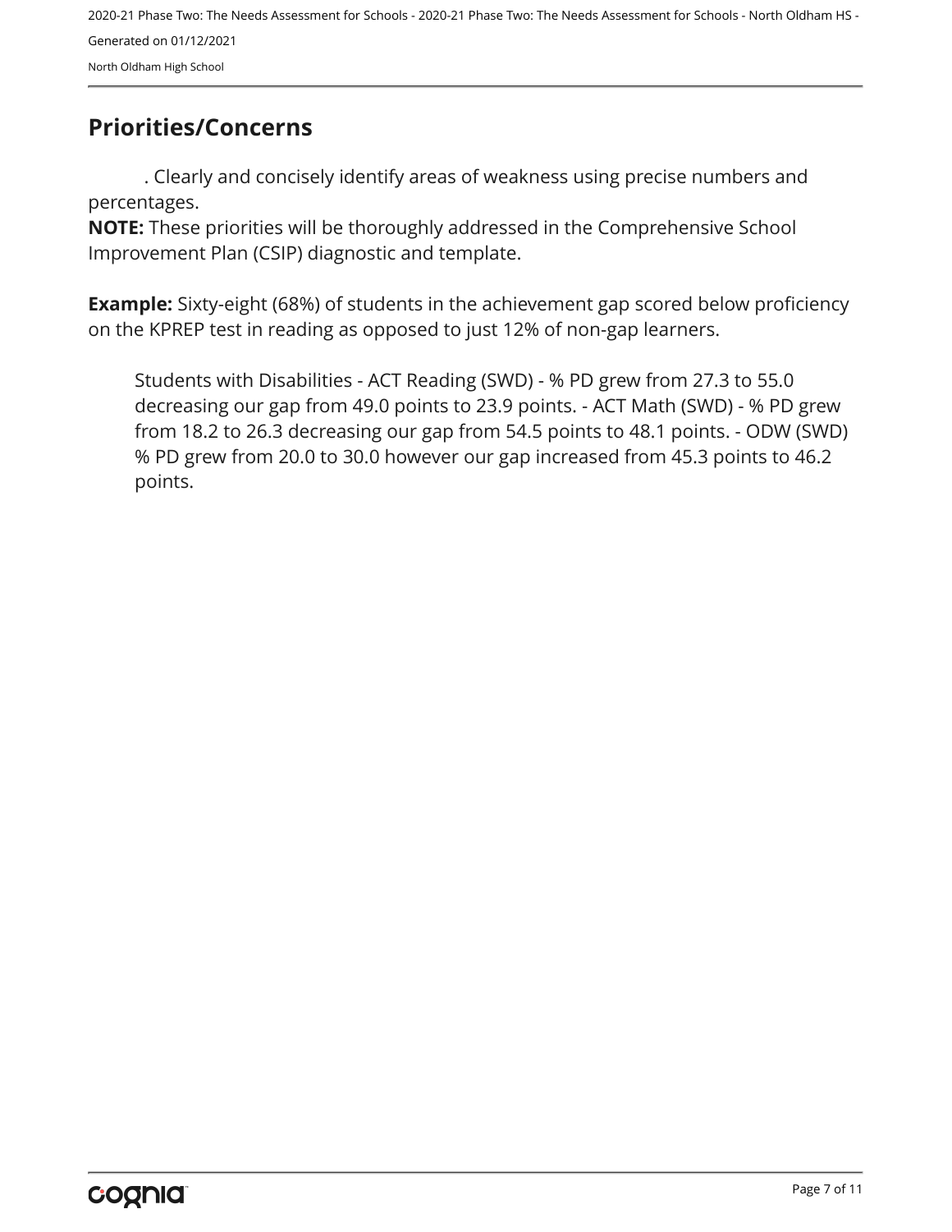## Priorities/Concerns

. Clearly and concisely identify areas of weakness using precise numbers and percentages.
**NOTE:** These priorities will be thoroughly addressed in the Comprehensive School Improvement Plan (CSIP) diagnostic and template.

**Example:** Sixty-eight (68%) of students in the achievement gap scored below proficiency on the KPREP test in reading as opposed to just 12% of non-gap learners.

Students with Disabilities - ACT Reading (SWD) - % PD grew from 27.3 to 55.0 decreasing our gap from 49.0 points to 23.9 points. - ACT Math (SWD) - % PD grew from 18.2 to 26.3 decreasing our gap from 54.5 points to 48.1 points. - ODW (SWD) % PD grew from 20.0 to 30.0 however our gap increased from 45.3 points to 46.2 points.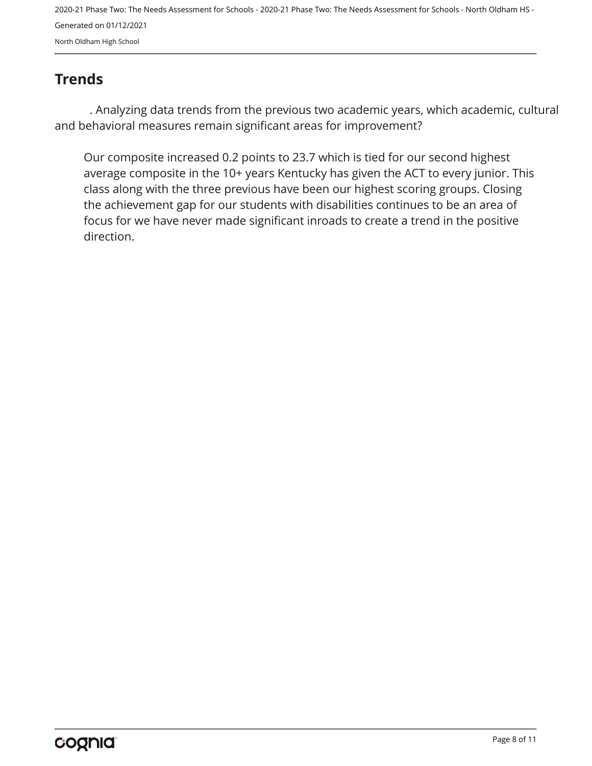## Trends

. Analyzing data trends from the previous two academic years, which academic, cultural and behavioral measures remain significant areas for improvement?

Our composite increased 0.2 points to 23.7 which is tied for our second highest average composite in the 10+ years Kentucky has given the ACT to every junior. This class along with the three previous have been our highest scoring groups. Closing the achievement gap for our students with disabilities continues to be an area of focus for we have never made significant inroads to create a trend in the positive direction.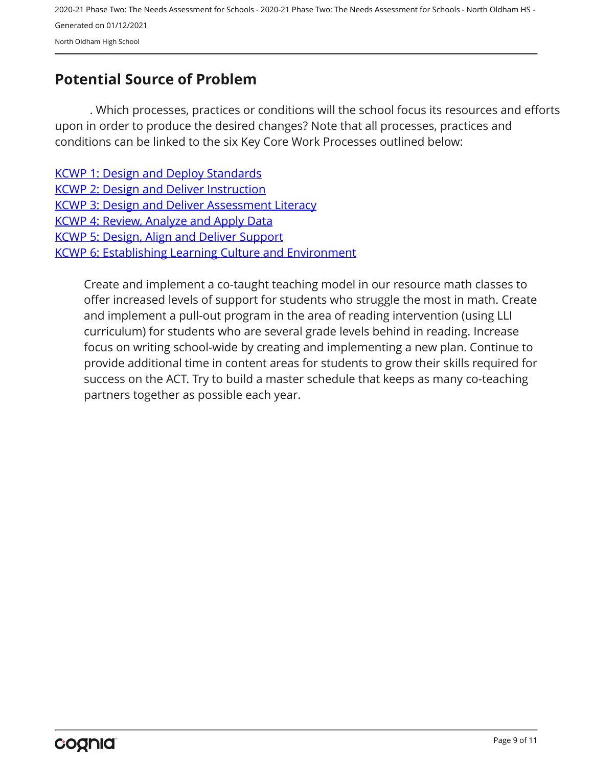## Potential Source of Problem

. Which processes, practices or conditions will the school focus its resources and efforts upon in order to produce the desired changes? Note that all processes, practices and conditions can be linked to the six Key Core Work Processes outlined below:

KCWP 1: Design and Deploy Standards
KCWP 2: Design and Deliver Instruction
KCWP 3: Design and Deliver Assessment Literacy
KCWP 4: Review, Analyze and Apply Data
KCWP 5: Design, Align and Deliver Support
KCWP 6: Establishing Learning Culture and Environment

Create and implement a co-taught teaching model in our resource math classes to offer increased levels of support for students who struggle the most in math. Create and implement a pull-out program in the area of reading intervention (using LLI curriculum) for students who are several grade levels behind in reading. Increase focus on writing school-wide by creating and implementing a new plan. Continue to provide additional time in content areas for students to grow their skills required for success on the ACT. Try to build a master schedule that keeps as many co-teaching partners together as possible each year.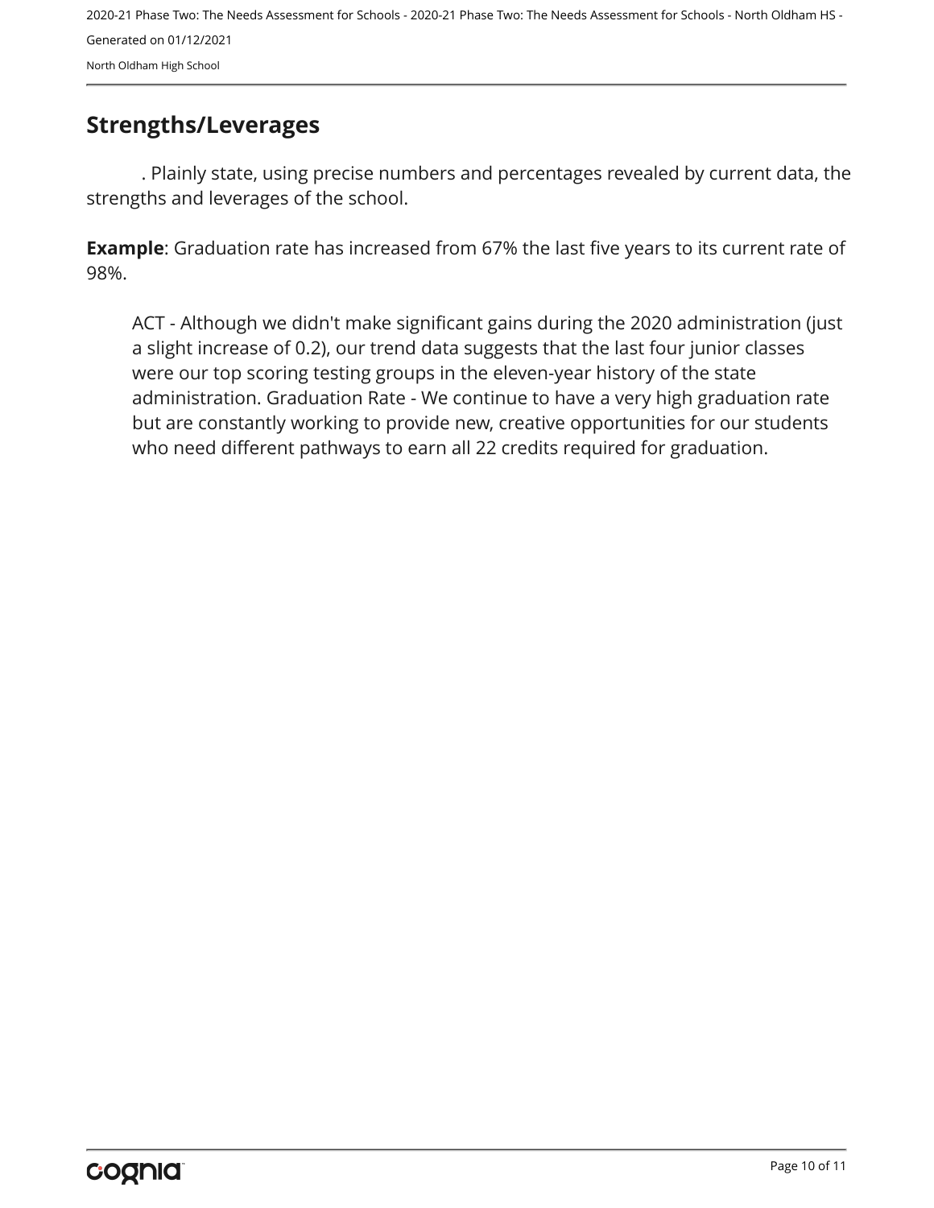## Strengths/Leverages

. Plainly state, using precise numbers and percentages revealed by current data, the strengths and leverages of the school.

**Example**: Graduation rate has increased from 67% the last five years to its current rate of 98%.

ACT - Although we didn't make significant gains during the 2020 administration (just a slight increase of 0.2), our trend data suggests that the last four junior classes were our top scoring testing groups in the eleven-year history of the state administration. Graduation Rate - We continue to have a very high graduation rate but are constantly working to provide new, creative opportunities for our students who need different pathways to earn all 22 credits required for graduation.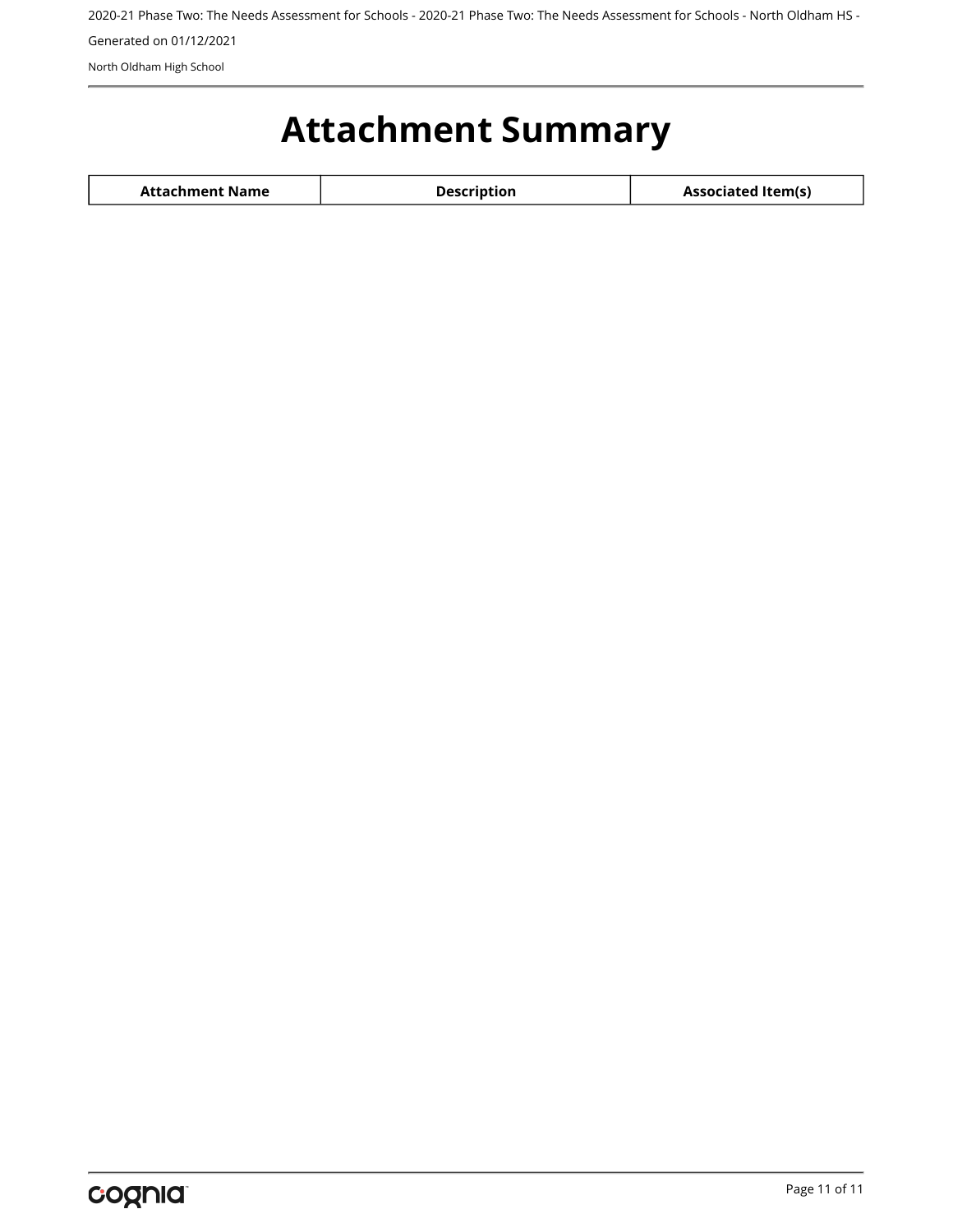# Attachment Summary

| Attachment Name | Description | Associated Item(s) |
| --- | --- | --- |